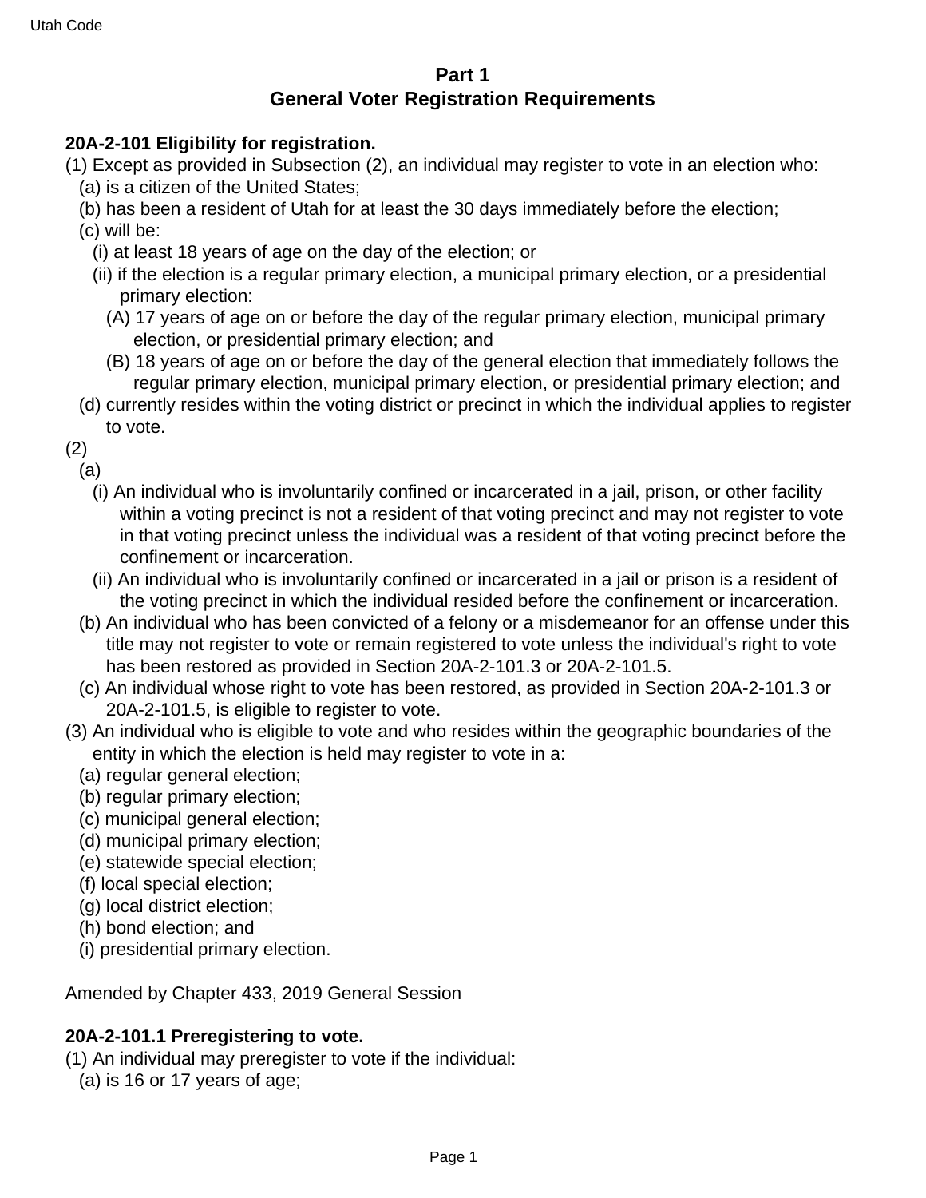## Part 1
## General Voter Registration Requirements

**20A-2-101 Eligibility for registration.**

(1) Except as provided in Subsection (2), an individual may register to vote in an election who:

  (a) is a citizen of the United States;

  (b) has been a resident of Utah for at least the 30 days immediately before the election;

  (c) will be:

    (i) at least 18 years of age on the day of the election; or

    (ii) if the election is a regular primary election, a municipal primary election, or a presidential primary election:

      (A) 17 years of age on or before the day of the regular primary election, municipal primary election, or presidential primary election; and

      (B) 18 years of age on or before the day of the general election that immediately follows the regular primary election, municipal primary election, or presidential primary election; and

  (d) currently resides within the voting district or precinct in which the individual applies to register to vote.

(2)

  (a)

    (i) An individual who is involuntarily confined or incarcerated in a jail, prison, or other facility within a voting precinct is not a resident of that voting precinct and may not register to vote in that voting precinct unless the individual was a resident of that voting precinct before the confinement or incarceration.

    (ii) An individual who is involuntarily confined or incarcerated in a jail or prison is a resident of the voting precinct in which the individual resided before the confinement or incarceration.

  (b) An individual who has been convicted of a felony or a misdemeanor for an offense under this title may not register to vote or remain registered to vote unless the individual's right to vote has been restored as provided in Section 20A-2-101.3 or 20A-2-101.5.

  (c) An individual whose right to vote has been restored, as provided in Section 20A-2-101.3 or 20A-2-101.5, is eligible to register to vote.

(3) An individual who is eligible to vote and who resides within the geographic boundaries of the entity in which the election is held may register to vote in a:

  (a) regular general election;

  (b) regular primary election;

  (c) municipal general election;

  (d) municipal primary election;

  (e) statewide special election;

  (f) local special election;

  (g) local district election;

  (h) bond election; and

  (i) presidential primary election.

Amended by Chapter 433, 2019 General Session

**20A-2-101.1 Preregistering to vote.**

(1) An individual may preregister to vote if the individual:

  (a) is 16 or 17 years of age;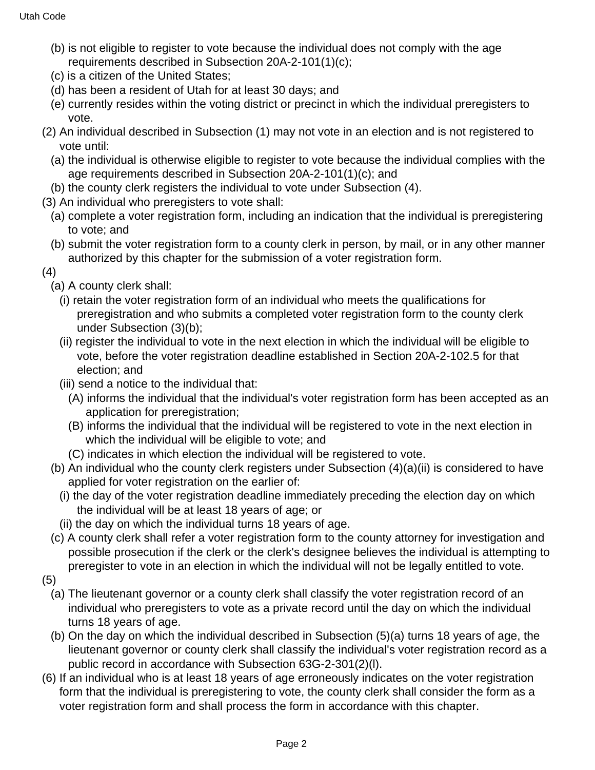(b) is not eligible to register to vote because the individual does not comply with the age requirements described in Subsection 20A-2-101(1)(c);

(c) is a citizen of the United States;

(d) has been a resident of Utah for at least 30 days; and

(e) currently resides within the voting district or precinct in which the individual preregisters to vote.

(2) An individual described in Subsection (1) may not vote in an election and is not registered to vote until:

(a) the individual is otherwise eligible to register to vote because the individual complies with the age requirements described in Subsection 20A-2-101(1)(c); and

(b) the county clerk registers the individual to vote under Subsection (4).

(3) An individual who preregisters to vote shall:

(a) complete a voter registration form, including an indication that the individual is preregistering to vote; and

(b) submit the voter registration form to a county clerk in person, by mail, or in any other manner authorized by this chapter for the submission of a voter registration form.

(4)

(a) A county clerk shall:

(i) retain the voter registration form of an individual who meets the qualifications for preregistration and who submits a completed voter registration form to the county clerk under Subsection (3)(b);

(ii) register the individual to vote in the next election in which the individual will be eligible to vote, before the voter registration deadline established in Section 20A-2-102.5 for that election; and

(iii) send a notice to the individual that:

(A) informs the individual that the individual's voter registration form has been accepted as an application for preregistration;

(B) informs the individual that the individual will be registered to vote in the next election in which the individual will be eligible to vote; and

(C) indicates in which election the individual will be registered to vote.

(b) An individual who the county clerk registers under Subsection (4)(a)(ii) is considered to have applied for voter registration on the earlier of:

(i) the day of the voter registration deadline immediately preceding the election day on which the individual will be at least 18 years of age; or

(ii) the day on which the individual turns 18 years of age.

(c) A county clerk shall refer a voter registration form to the county attorney for investigation and possible prosecution if the clerk or the clerk's designee believes the individual is attempting to preregister to vote in an election in which the individual will not be legally entitled to vote.

(5)

(a) The lieutenant governor or a county clerk shall classify the voter registration record of an individual who preregisters to vote as a private record until the day on which the individual turns 18 years of age.

(b) On the day on which the individual described in Subsection (5)(a) turns 18 years of age, the lieutenant governor or county clerk shall classify the individual's voter registration record as a public record in accordance with Subsection 63G-2-301(2)(l).

(6) If an individual who is at least 18 years of age erroneously indicates on the voter registration form that the individual is preregistering to vote, the county clerk shall consider the form as a voter registration form and shall process the form in accordance with this chapter.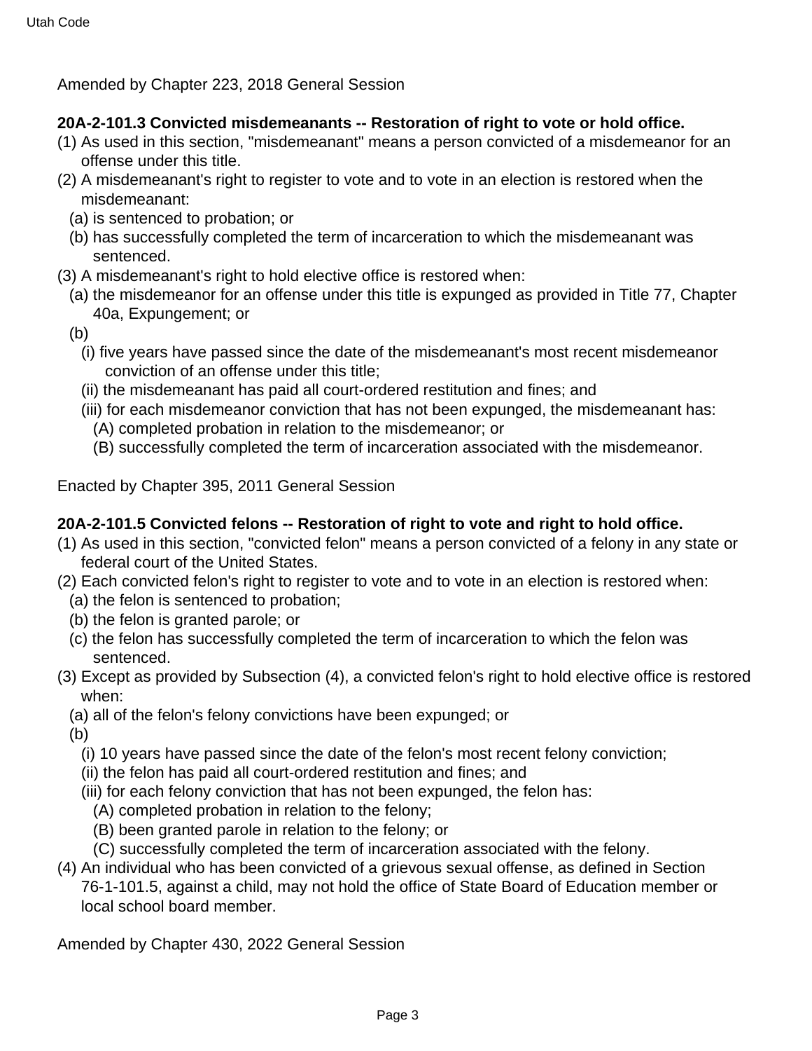Amended by Chapter 223, 2018 General Session

**20A-2-101.3 Convicted misdemeanants -- Restoration of right to vote or hold office.**

(1) As used in this section, "misdemeanant" means a person convicted of a misdemeanor for an offense under this title.

(2) A misdemeanant's right to register to vote and to vote in an election is restored when the misdemeanant:

  (a) is sentenced to probation; or

  (b) has successfully completed the term of incarceration to which the misdemeanant was sentenced.

(3) A misdemeanant's right to hold elective office is restored when:

  (a) the misdemeanor for an offense under this title is expunged as provided in Title 77, Chapter 40a, Expungement; or

  (b)

    (i) five years have passed since the date of the misdemeanant's most recent misdemeanor conviction of an offense under this title;

    (ii) the misdemeanant has paid all court-ordered restitution and fines; and

    (iii) for each misdemeanor conviction that has not been expunged, the misdemeanant has:

      (A) completed probation in relation to the misdemeanor; or

      (B) successfully completed the term of incarceration associated with the misdemeanor.

Enacted by Chapter 395, 2011 General Session

**20A-2-101.5 Convicted felons -- Restoration of right to vote and right to hold office.**

(1) As used in this section, "convicted felon" means a person convicted of a felony in any state or federal court of the United States.

(2) Each convicted felon's right to register to vote and to vote in an election is restored when:

  (a) the felon is sentenced to probation;

  (b) the felon is granted parole; or

  (c) the felon has successfully completed the term of incarceration to which the felon was sentenced.

(3) Except as provided by Subsection (4), a convicted felon's right to hold elective office is restored when:

  (a) all of the felon's felony convictions have been expunged; or

  (b)

    (i) 10 years have passed since the date of the felon's most recent felony conviction;

    (ii) the felon has paid all court-ordered restitution and fines; and

    (iii) for each felony conviction that has not been expunged, the felon has:

      (A) completed probation in relation to the felony;

      (B) been granted parole in relation to the felony; or

      (C) successfully completed the term of incarceration associated with the felony.

(4) An individual who has been convicted of a grievous sexual offense, as defined in Section 76-1-101.5, against a child, may not hold the office of State Board of Education member or local school board member.

Amended by Chapter 430, 2022 General Session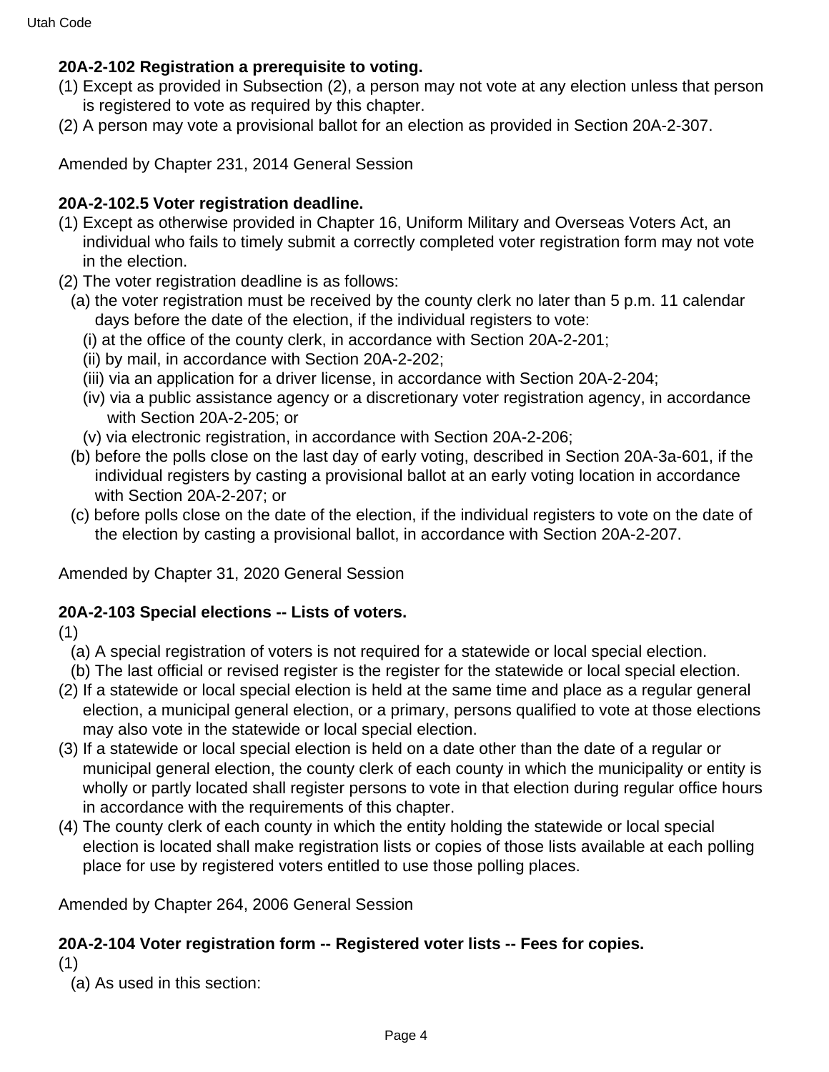**20A-2-102 Registration a prerequisite to voting.**

(1) Except as provided in Subsection (2), a person may not vote at any election unless that person is registered to vote as required by this chapter.

(2) A person may vote a provisional ballot for an election as provided in Section 20A-2-307.

Amended by Chapter 231, 2014 General Session

**20A-2-102.5 Voter registration deadline.**

(1) Except as otherwise provided in Chapter 16, Uniform Military and Overseas Voters Act, an individual who fails to timely submit a correctly completed voter registration form may not vote in the election.

(2) The voter registration deadline is as follows:

  (a) the voter registration must be received by the county clerk no later than 5 p.m. 11 calendar days before the date of the election, if the individual registers to vote:

    (i) at the office of the county clerk, in accordance with Section 20A-2-201;

    (ii) by mail, in accordance with Section 20A-2-202;

    (iii) via an application for a driver license, in accordance with Section 20A-2-204;

    (iv) via a public assistance agency or a discretionary voter registration agency, in accordance with Section 20A-2-205; or

    (v) via electronic registration, in accordance with Section 20A-2-206;

  (b) before the polls close on the last day of early voting, described in Section 20A-3a-601, if the individual registers by casting a provisional ballot at an early voting location in accordance with Section 20A-2-207; or

  (c) before polls close on the date of the election, if the individual registers to vote on the date of the election by casting a provisional ballot, in accordance with Section 20A-2-207.

Amended by Chapter 31, 2020 General Session

**20A-2-103 Special elections -- Lists of voters.**

(1)

  (a) A special registration of voters is not required for a statewide or local special election.

  (b) The last official or revised register is the register for the statewide or local special election.

(2) If a statewide or local special election is held at the same time and place as a regular general election, a municipal general election, or a primary, persons qualified to vote at those elections may also vote in the statewide or local special election.

(3) If a statewide or local special election is held on a date other than the date of a regular or municipal general election, the county clerk of each county in which the municipality or entity is wholly or partly located shall register persons to vote in that election during regular office hours in accordance with the requirements of this chapter.

(4) The county clerk of each county in which the entity holding the statewide or local special election is located shall make registration lists or copies of those lists available at each polling place for use by registered voters entitled to use those polling places.

Amended by Chapter 264, 2006 General Session

**20A-2-104 Voter registration form -- Registered voter lists -- Fees for copies.**

(1)

  (a) As used in this section: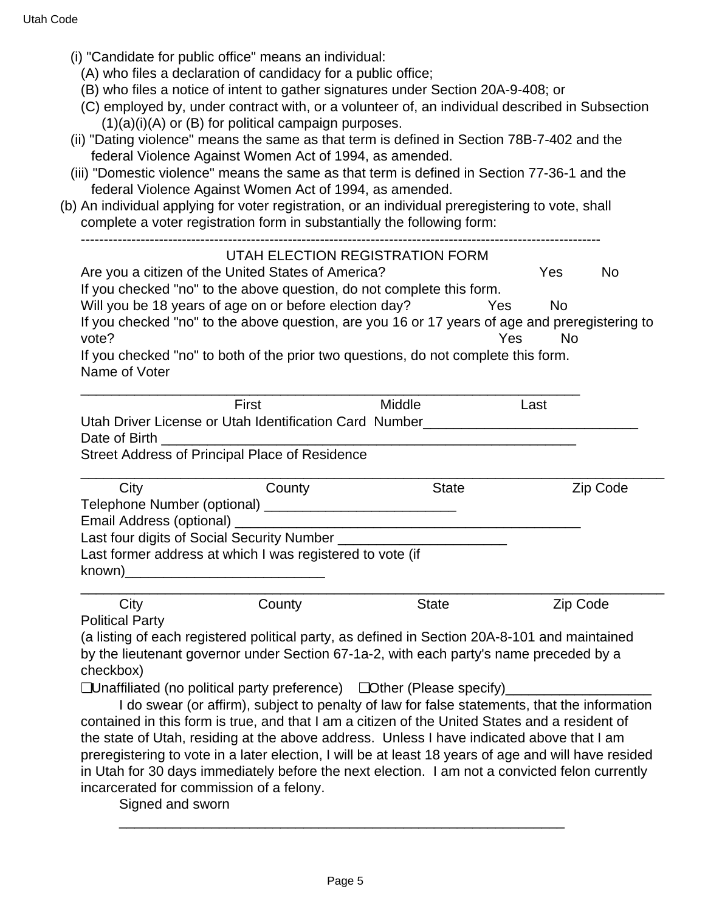(i) "Candidate for public office" means an individual:

(A) who files a declaration of candidacy for a public office;

(B) who files a notice of intent to gather signatures under Section 20A-9-408; or

(C) employed by, under contract with, or a volunteer of, an individual described in Subsection (1)(a)(i)(A) or (B) for political campaign purposes.

(ii) "Dating violence" means the same as that term is defined in Section 78B-7-402 and the federal Violence Against Women Act of 1994, as amended.

(iii) "Domestic violence" means the same as that term is defined in Section 77-36-1 and the federal Violence Against Women Act of 1994, as amended.

(b) An individual applying for voter registration, or an individual preregistering to vote, shall complete a voter registration form in substantially the following form:

------------------------------------------------------------------------------------------------------------------

UTAH ELECTION REGISTRATION FORM

Are you a citizen of the United States of America? Yes No

If you checked "no" to the above question, do not complete this form.

Will you be 18 years of age on or before election day? Yes No

If you checked "no" to the above question, are you 16 or 17 years of age and preregistering to vote? Yes No

If you checked "no" to both of the prior two questions, do not complete this form.

Name of Voter

_________________________________________________________________

First Middle Last

Utah Driver License or Utah Identification Card Number____________________________

Date of Birth ______________________________________________________

Street Address of Principal Place of Residence

____________________________________________________________________________

City County State Zip Code

Telephone Number (optional) _________________________

Email Address (optional) _____________________________________________

Last four digits of Social Security Number ______________________

Last former address at which I was registered to vote (if known)__________________________

____________________________________________________________________________

City County State Zip Code

Political Party

(a listing of each registered political party, as defined in Section 20A-8-101 and maintained by the lieutenant governor under Section 67-1a-2, with each party's name preceded by a checkbox)

❑Unaffiliated (no political party preference) ❑Other (Please specify)___________________

I do swear (or affirm), subject to penalty of law for false statements, that the information contained in this form is true, and that I am a citizen of the United States and a resident of the state of Utah, residing at the above address. Unless I have indicated above that I am preregistering to vote in a later election, I will be at least 18 years of age and will have resided in Utah for 30 days immediately before the next election. I am not a convicted felon currently incarcerated for commission of a felony.

Signed and sworn

__________________________________________________________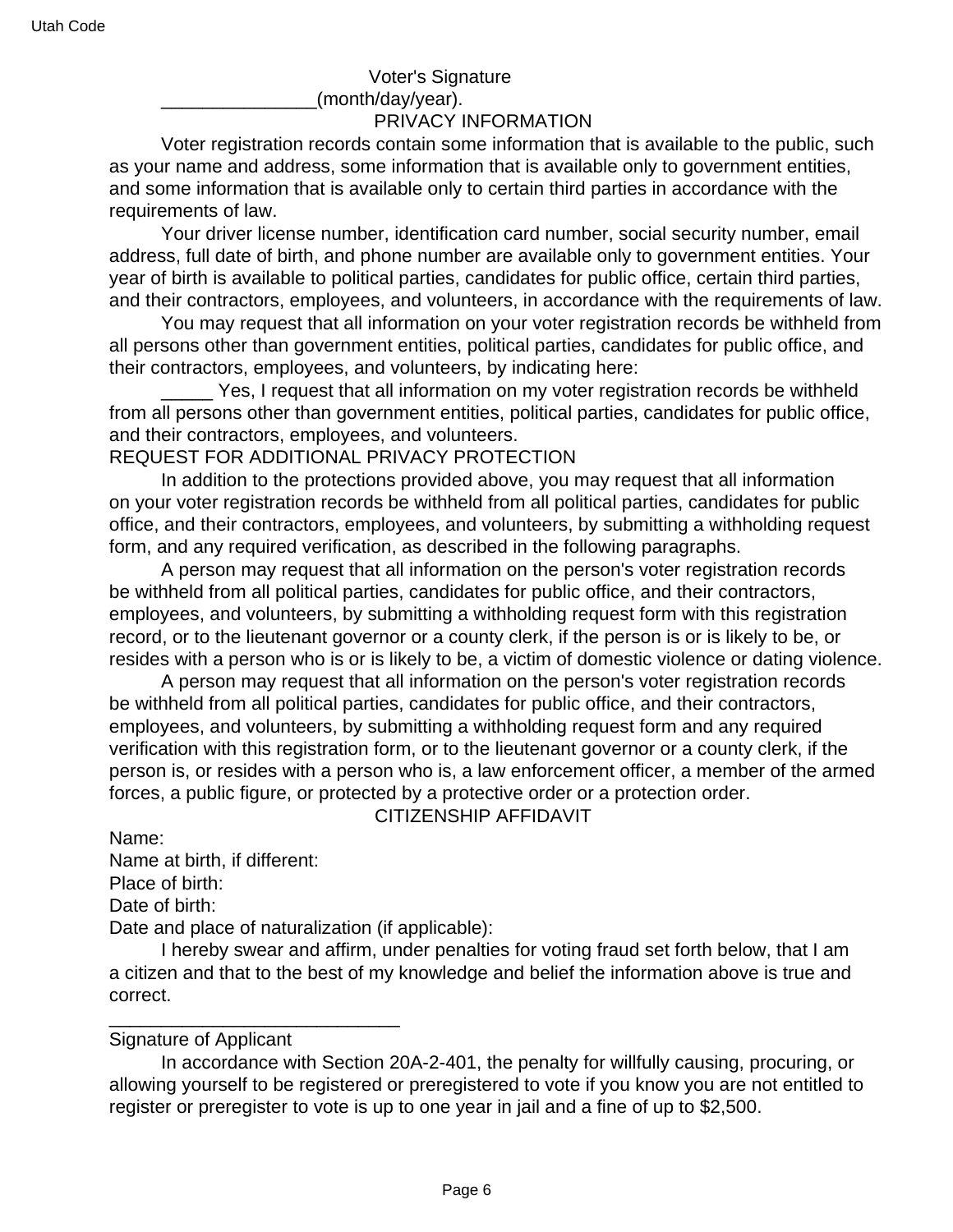Voter's Signature

_______________(month/day/year).

PRIVACY INFORMATION

Voter registration records contain some information that is available to the public, such as your name and address, some information that is available only to government entities, and some information that is available only to certain third parties in accordance with the requirements of law.

Your driver license number, identification card number, social security number, email address, full date of birth, and phone number are available only to government entities. Your year of birth is available to political parties, candidates for public office, certain third parties, and their contractors, employees, and volunteers, in accordance with the requirements of law.

You may request that all information on your voter registration records be withheld from all persons other than government entities, political parties, candidates for public office, and their contractors, employees, and volunteers, by indicating here:

_____ Yes, I request that all information on my voter registration records be withheld from all persons other than government entities, political parties, candidates for public office, and their contractors, employees, and volunteers.

REQUEST FOR ADDITIONAL PRIVACY PROTECTION

In addition to the protections provided above, you may request that all information on your voter registration records be withheld from all political parties, candidates for public office, and their contractors, employees, and volunteers, by submitting a withholding request form, and any required verification, as described in the following paragraphs.

A person may request that all information on the person's voter registration records be withheld from all political parties, candidates for public office, and their contractors, employees, and volunteers, by submitting a withholding request form with this registration record, or to the lieutenant governor or a county clerk, if the person is or is likely to be, or resides with a person who is or is likely to be, a victim of domestic violence or dating violence.

A person may request that all information on the person's voter registration records be withheld from all political parties, candidates for public office, and their contractors, employees, and volunteers, by submitting a withholding request form and any required verification with this registration form, or to the lieutenant governor or a county clerk, if the person is, or resides with a person who is, a law enforcement officer, a member of the armed forces, a public figure, or protected by a protective order or a protection order.

CITIZENSHIP AFFIDAVIT

Name:

Name at birth, if different:

Place of birth:

Date of birth:

Date and place of naturalization (if applicable):

I hereby swear and affirm, under penalties for voting fraud set forth below, that I am a citizen and that to the best of my knowledge and belief the information above is true and correct.

____________________________

Signature of Applicant

In accordance with Section 20A-2-401, the penalty for willfully causing, procuring, or allowing yourself to be registered or preregistered to vote if you know you are not entitled to register or preregister to vote is up to one year in jail and a fine of up to $2,500.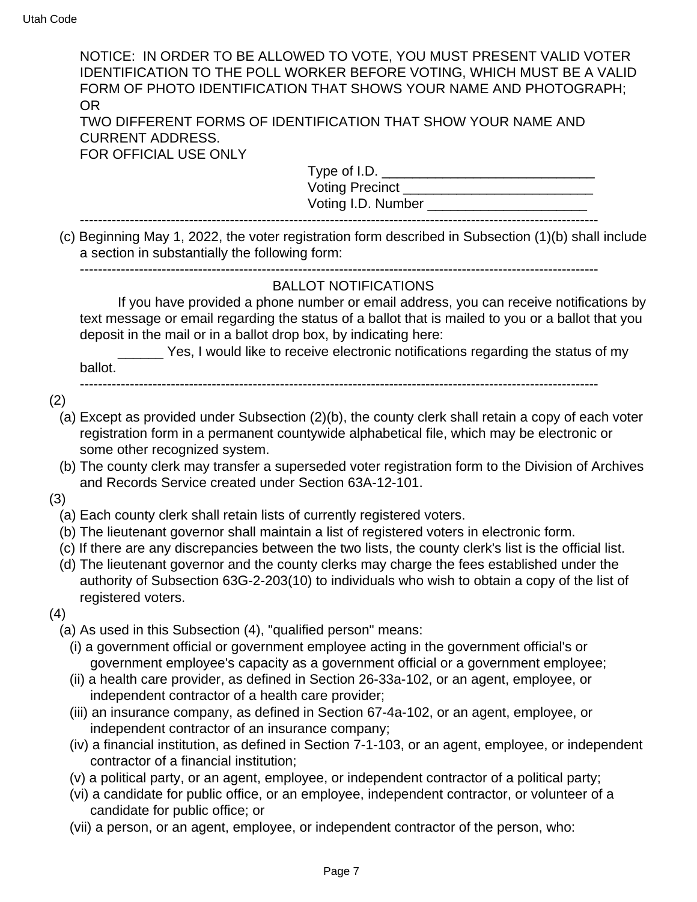NOTICE: IN ORDER TO BE ALLOWED TO VOTE, YOU MUST PRESENT VALID VOTER IDENTIFICATION TO THE POLL WORKER BEFORE VOTING, WHICH MUST BE A VALID FORM OF PHOTO IDENTIFICATION THAT SHOWS YOUR NAME AND PHOTOGRAPH; OR

TWO DIFFERENT FORMS OF IDENTIFICATION THAT SHOW YOUR NAME AND CURRENT ADDRESS.

FOR OFFICIAL USE ONLY

Type of I.D. ____________________________

Voting Precinct _________________________

Voting I.D. Number _____________________

----------------------------------------------------------------------------------------------------------------

(c) Beginning May 1, 2022, the voter registration form described in Subsection (1)(b) shall include a section in substantially the following form:

----------------------------------------------------------------------------------------------------------------

BALLOT NOTIFICATIONS

If you have provided a phone number or email address, you can receive notifications by text message or email regarding the status of a ballot that is mailed to you or a ballot that you deposit in the mail or in a ballot drop box, by indicating here:

______ Yes, I would like to receive electronic notifications regarding the status of my ballot.

----------------------------------------------------------------------------------------------------------------

(2)

(a) Except as provided under Subsection (2)(b), the county clerk shall retain a copy of each voter registration form in a permanent countywide alphabetical file, which may be electronic or some other recognized system.

(b) The county clerk may transfer a superseded voter registration form to the Division of Archives and Records Service created under Section 63A-12-101.

(3)

(a) Each county clerk shall retain lists of currently registered voters.

(b) The lieutenant governor shall maintain a list of registered voters in electronic form.

(c) If there are any discrepancies between the two lists, the county clerk's list is the official list.

(d) The lieutenant governor and the county clerks may charge the fees established under the authority of Subsection 63G-2-203(10) to individuals who wish to obtain a copy of the list of registered voters.

(4)

(a) As used in this Subsection (4), "qualified person" means:

(i) a government official or government employee acting in the government official's or government employee's capacity as a government official or a government employee;

(ii) a health care provider, as defined in Section 26-33a-102, or an agent, employee, or independent contractor of a health care provider;

(iii) an insurance company, as defined in Section 67-4a-102, or an agent, employee, or independent contractor of an insurance company;

(iv) a financial institution, as defined in Section 7-1-103, or an agent, employee, or independent contractor of a financial institution;

(v) a political party, or an agent, employee, or independent contractor of a political party;

(vi) a candidate for public office, or an employee, independent contractor, or volunteer of a candidate for public office; or

(vii) a person, or an agent, employee, or independent contractor of the person, who: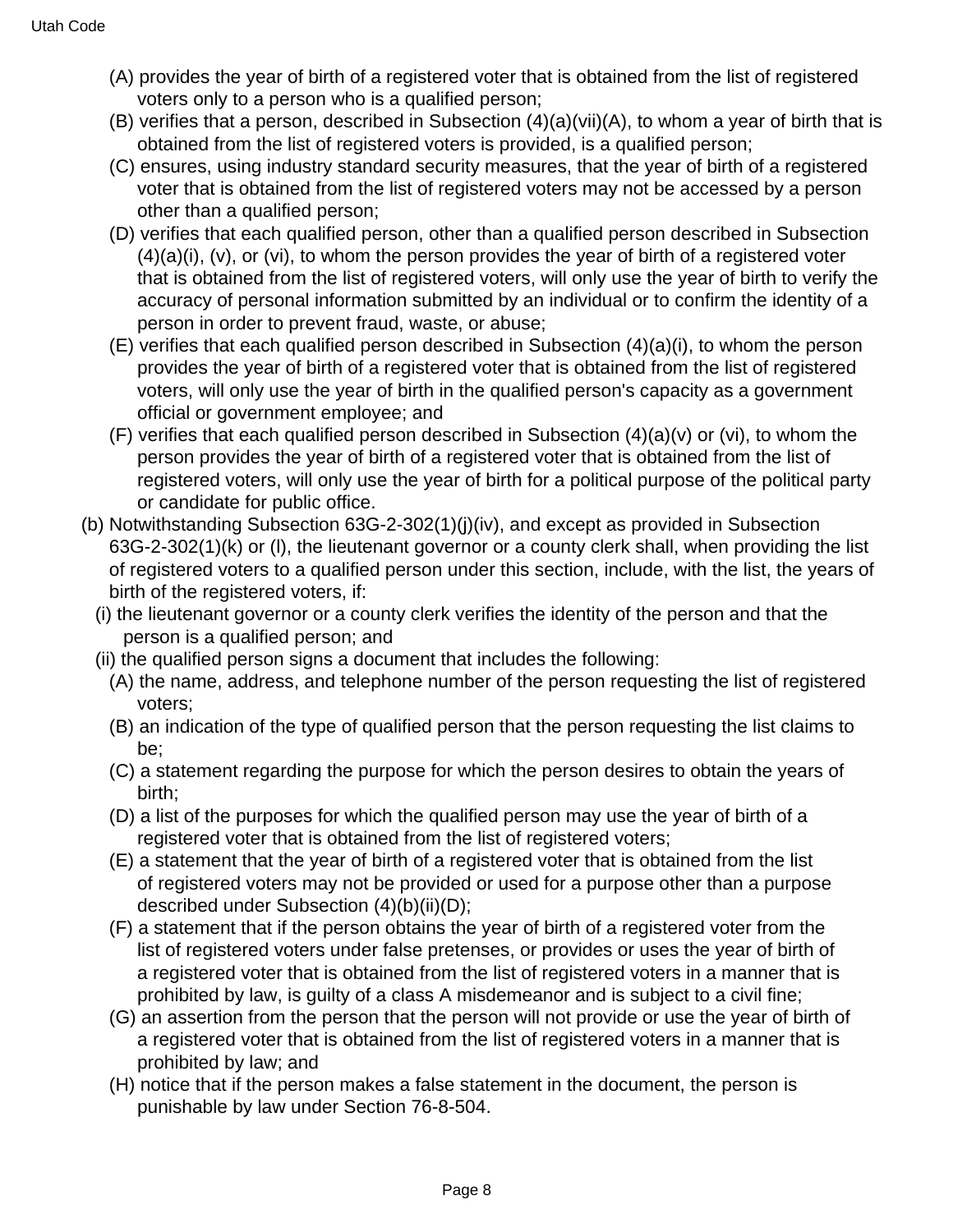(A) provides the year of birth of a registered voter that is obtained from the list of registered voters only to a person who is a qualified person;

(B) verifies that a person, described in Subsection (4)(a)(vii)(A), to whom a year of birth that is obtained from the list of registered voters is provided, is a qualified person;

(C) ensures, using industry standard security measures, that the year of birth of a registered voter that is obtained from the list of registered voters may not be accessed by a person other than a qualified person;

(D) verifies that each qualified person, other than a qualified person described in Subsection (4)(a)(i), (v), or (vi), to whom the person provides the year of birth of a registered voter that is obtained from the list of registered voters, will only use the year of birth to verify the accuracy of personal information submitted by an individual or to confirm the identity of a person in order to prevent fraud, waste, or abuse;

(E) verifies that each qualified person described in Subsection (4)(a)(i), to whom the person provides the year of birth of a registered voter that is obtained from the list of registered voters, will only use the year of birth in the qualified person's capacity as a government official or government employee; and

(F) verifies that each qualified person described in Subsection (4)(a)(v) or (vi), to whom the person provides the year of birth of a registered voter that is obtained from the list of registered voters, will only use the year of birth for a political purpose of the political party or candidate for public office.

(b) Notwithstanding Subsection 63G-2-302(1)(j)(iv), and except as provided in Subsection 63G-2-302(1)(k) or (l), the lieutenant governor or a county clerk shall, when providing the list of registered voters to a qualified person under this section, include, with the list, the years of birth of the registered voters, if:

(i) the lieutenant governor or a county clerk verifies the identity of the person and that the person is a qualified person; and

(ii) the qualified person signs a document that includes the following:

(A) the name, address, and telephone number of the person requesting the list of registered voters;

(B) an indication of the type of qualified person that the person requesting the list claims to be;

(C) a statement regarding the purpose for which the person desires to obtain the years of birth;

(D) a list of the purposes for which the qualified person may use the year of birth of a registered voter that is obtained from the list of registered voters;

(E) a statement that the year of birth of a registered voter that is obtained from the list of registered voters may not be provided or used for a purpose other than a purpose described under Subsection (4)(b)(ii)(D);

(F) a statement that if the person obtains the year of birth of a registered voter from the list of registered voters under false pretenses, or provides or uses the year of birth of a registered voter that is obtained from the list of registered voters in a manner that is prohibited by law, is guilty of a class A misdemeanor and is subject to a civil fine;

(G) an assertion from the person that the person will not provide or use the year of birth of a registered voter that is obtained from the list of registered voters in a manner that is prohibited by law; and

(H) notice that if the person makes a false statement in the document, the person is punishable by law under Section 76-8-504.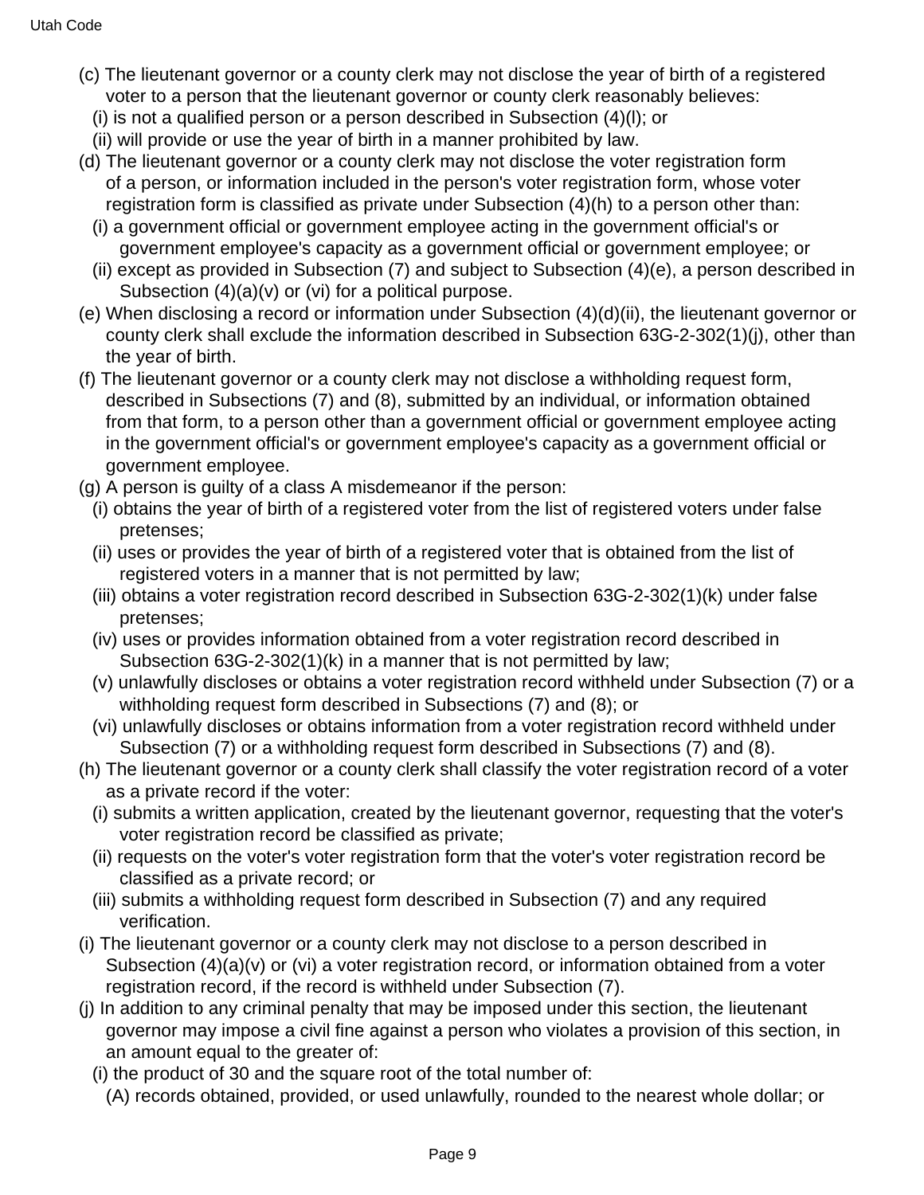(c) The lieutenant governor or a county clerk may not disclose the year of birth of a registered voter to a person that the lieutenant governor or county clerk reasonably believes:

(i) is not a qualified person or a person described in Subsection (4)(l); or

(ii) will provide or use the year of birth in a manner prohibited by law.

(d) The lieutenant governor or a county clerk may not disclose the voter registration form of a person, or information included in the person's voter registration form, whose voter registration form is classified as private under Subsection (4)(h) to a person other than:

(i) a government official or government employee acting in the government official's or government employee's capacity as a government official or government employee; or

(ii) except as provided in Subsection (7) and subject to Subsection (4)(e), a person described in Subsection (4)(a)(v) or (vi) for a political purpose.

(e) When disclosing a record or information under Subsection (4)(d)(ii), the lieutenant governor or county clerk shall exclude the information described in Subsection 63G-2-302(1)(j), other than the year of birth.

(f) The lieutenant governor or a county clerk may not disclose a withholding request form, described in Subsections (7) and (8), submitted by an individual, or information obtained from that form, to a person other than a government official or government employee acting in the government official's or government employee's capacity as a government official or government employee.

(g) A person is guilty of a class A misdemeanor if the person:

(i) obtains the year of birth of a registered voter from the list of registered voters under false pretenses;

(ii) uses or provides the year of birth of a registered voter that is obtained from the list of registered voters in a manner that is not permitted by law;

(iii) obtains a voter registration record described in Subsection 63G-2-302(1)(k) under false pretenses;

(iv) uses or provides information obtained from a voter registration record described in Subsection 63G-2-302(1)(k) in a manner that is not permitted by law;

(v) unlawfully discloses or obtains a voter registration record withheld under Subsection (7) or a withholding request form described in Subsections (7) and (8); or

(vi) unlawfully discloses or obtains information from a voter registration record withheld under Subsection (7) or a withholding request form described in Subsections (7) and (8).

(h) The lieutenant governor or a county clerk shall classify the voter registration record of a voter as a private record if the voter:

(i) submits a written application, created by the lieutenant governor, requesting that the voter's voter registration record be classified as private;

(ii) requests on the voter's voter registration form that the voter's voter registration record be classified as a private record; or

(iii) submits a withholding request form described in Subsection (7) and any required verification.

(i) The lieutenant governor or a county clerk may not disclose to a person described in Subsection (4)(a)(v) or (vi) a voter registration record, or information obtained from a voter registration record, if the record is withheld under Subsection (7).

(j) In addition to any criminal penalty that may be imposed under this section, the lieutenant governor may impose a civil fine against a person who violates a provision of this section, in an amount equal to the greater of:

(i) the product of 30 and the square root of the total number of:

(A) records obtained, provided, or used unlawfully, rounded to the nearest whole dollar; or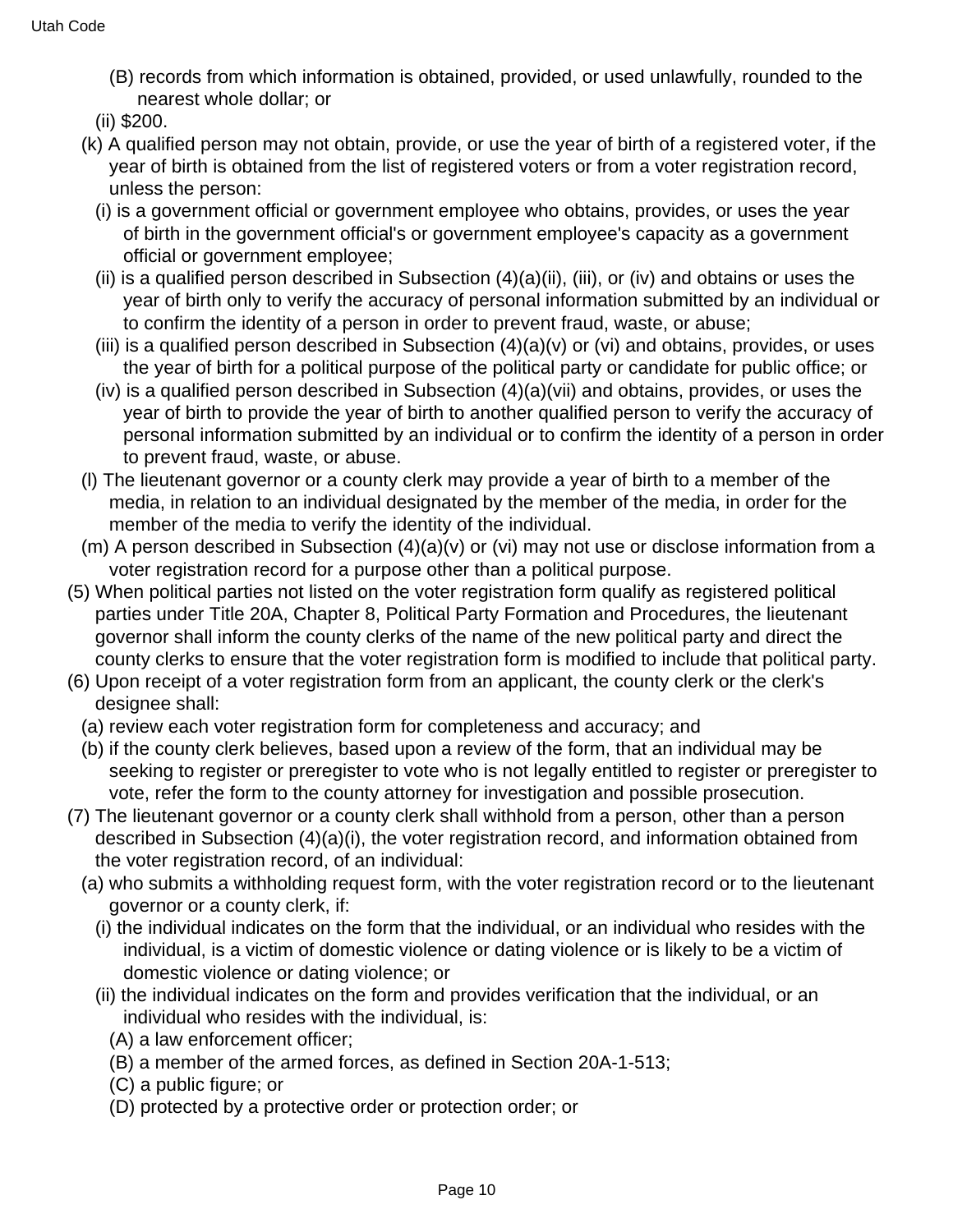(B) records from which information is obtained, provided, or used unlawfully, rounded to the nearest whole dollar; or

(ii) $200.

(k) A qualified person may not obtain, provide, or use the year of birth of a registered voter, if the year of birth is obtained from the list of registered voters or from a voter registration record, unless the person:

(i) is a government official or government employee who obtains, provides, or uses the year of birth in the government official's or government employee's capacity as a government official or government employee;

(ii) is a qualified person described in Subsection (4)(a)(ii), (iii), or (iv) and obtains or uses the year of birth only to verify the accuracy of personal information submitted by an individual or to confirm the identity of a person in order to prevent fraud, waste, or abuse;

(iii) is a qualified person described in Subsection (4)(a)(v) or (vi) and obtains, provides, or uses the year of birth for a political purpose of the political party or candidate for public office; or

(iv) is a qualified person described in Subsection (4)(a)(vii) and obtains, provides, or uses the year of birth to provide the year of birth to another qualified person to verify the accuracy of personal information submitted by an individual or to confirm the identity of a person in order to prevent fraud, waste, or abuse.

(l) The lieutenant governor or a county clerk may provide a year of birth to a member of the media, in relation to an individual designated by the member of the media, in order for the member of the media to verify the identity of the individual.

(m) A person described in Subsection (4)(a)(v) or (vi) may not use or disclose information from a voter registration record for a purpose other than a political purpose.

(5) When political parties not listed on the voter registration form qualify as registered political parties under Title 20A, Chapter 8, Political Party Formation and Procedures, the lieutenant governor shall inform the county clerks of the name of the new political party and direct the county clerks to ensure that the voter registration form is modified to include that political party.

(6) Upon receipt of a voter registration form from an applicant, the county clerk or the clerk's designee shall:

(a) review each voter registration form for completeness and accuracy; and

(b) if the county clerk believes, based upon a review of the form, that an individual may be seeking to register or preregister to vote who is not legally entitled to register or preregister to vote, refer the form to the county attorney for investigation and possible prosecution.

(7) The lieutenant governor or a county clerk shall withhold from a person, other than a person described in Subsection (4)(a)(i), the voter registration record, and information obtained from the voter registration record, of an individual:

(a) who submits a withholding request form, with the voter registration record or to the lieutenant governor or a county clerk, if:

(i) the individual indicates on the form that the individual, or an individual who resides with the individual, is a victim of domestic violence or dating violence or is likely to be a victim of domestic violence or dating violence; or

(ii) the individual indicates on the form and provides verification that the individual, or an individual who resides with the individual, is:

(A) a law enforcement officer;

(B) a member of the armed forces, as defined in Section 20A-1-513;

(C) a public figure; or

(D) protected by a protective order or protection order; or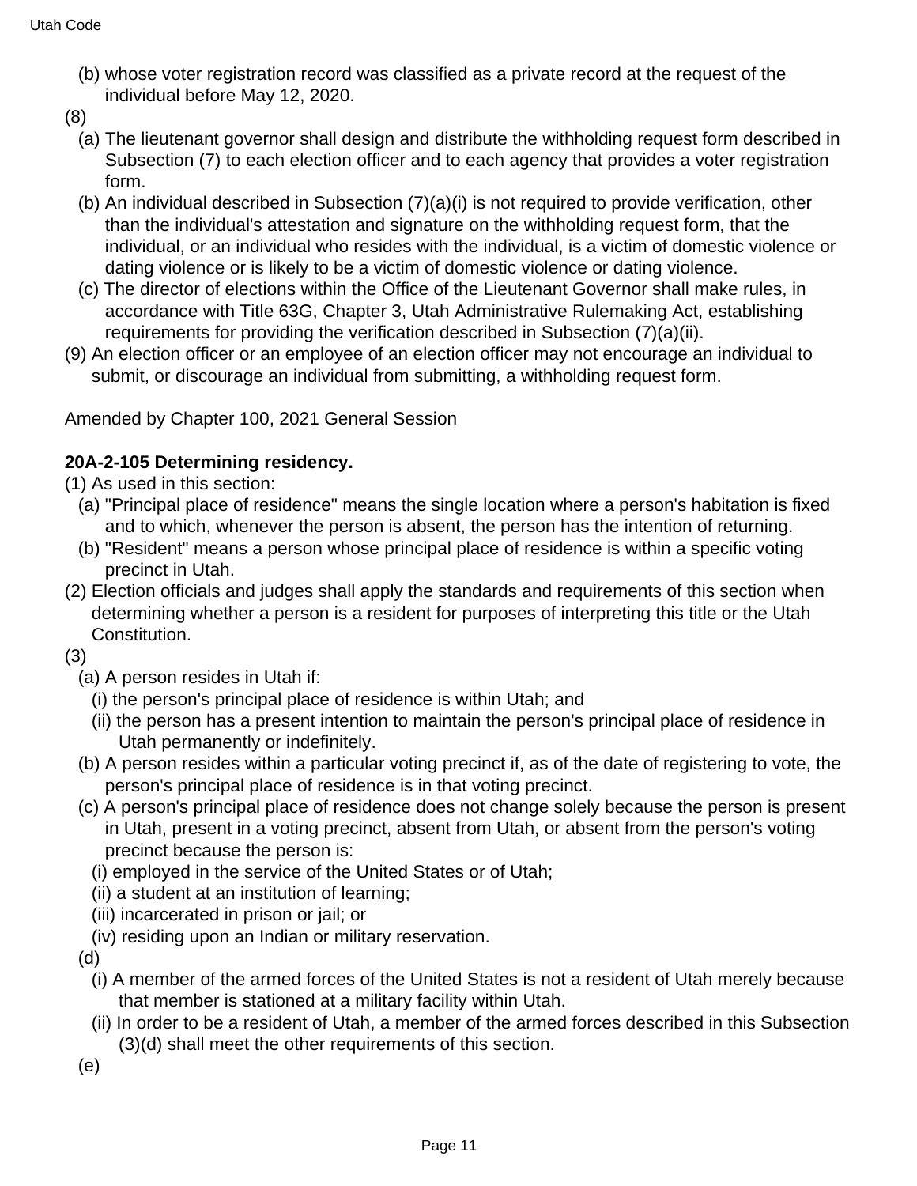(b) whose voter registration record was classified as a private record at the request of the individual before May 12, 2020.

(8)

(a) The lieutenant governor shall design and distribute the withholding request form described in Subsection (7) to each election officer and to each agency that provides a voter registration form.

(b) An individual described in Subsection (7)(a)(i) is not required to provide verification, other than the individual's attestation and signature on the withholding request form, that the individual, or an individual who resides with the individual, is a victim of domestic violence or dating violence or is likely to be a victim of domestic violence or dating violence.

(c) The director of elections within the Office of the Lieutenant Governor shall make rules, in accordance with Title 63G, Chapter 3, Utah Administrative Rulemaking Act, establishing requirements for providing the verification described in Subsection (7)(a)(ii).

(9) An election officer or an employee of an election officer may not encourage an individual to submit, or discourage an individual from submitting, a withholding request form.

Amended by Chapter 100, 2021 General Session

**20A-2-105 Determining residency.**

(1) As used in this section:

(a) "Principal place of residence" means the single location where a person's habitation is fixed and to which, whenever the person is absent, the person has the intention of returning.

(b) "Resident" means a person whose principal place of residence is within a specific voting precinct in Utah.

(2) Election officials and judges shall apply the standards and requirements of this section when determining whether a person is a resident for purposes of interpreting this title or the Utah Constitution.

(3)

(a) A person resides in Utah if:

(i) the person's principal place of residence is within Utah; and

(ii) the person has a present intention to maintain the person's principal place of residence in Utah permanently or indefinitely.

(b) A person resides within a particular voting precinct if, as of the date of registering to vote, the person's principal place of residence is in that voting precinct.

(c) A person's principal place of residence does not change solely because the person is present in Utah, present in a voting precinct, absent from Utah, or absent from the person's voting precinct because the person is:

(i) employed in the service of the United States or of Utah;

(ii) a student at an institution of learning;

(iii) incarcerated in prison or jail; or

(iv) residing upon an Indian or military reservation.

(d)

(i) A member of the armed forces of the United States is not a resident of Utah merely because that member is stationed at a military facility within Utah.

(ii) In order to be a resident of Utah, a member of the armed forces described in this Subsection (3)(d) shall meet the other requirements of this section.

(e)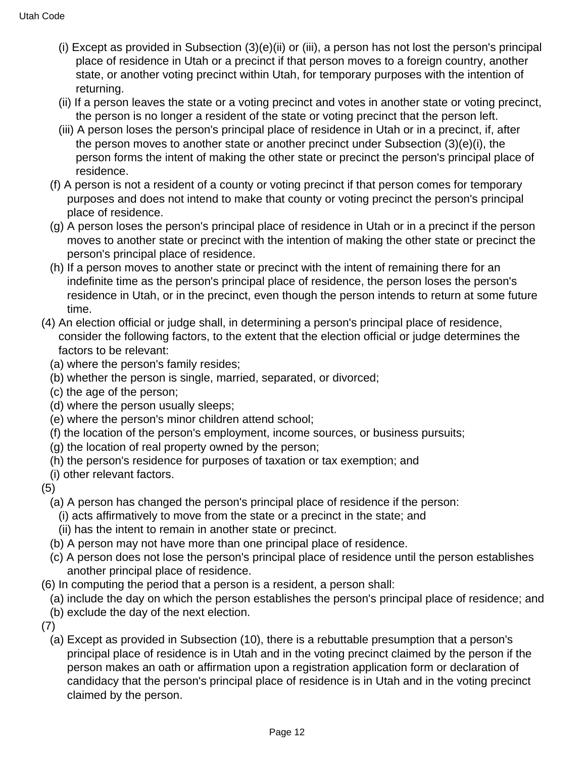(i) Except as provided in Subsection (3)(e)(ii) or (iii), a person has not lost the person's principal place of residence in Utah or a precinct if that person moves to a foreign country, another state, or another voting precinct within Utah, for temporary purposes with the intention of returning.

(ii) If a person leaves the state or a voting precinct and votes in another state or voting precinct, the person is no longer a resident of the state or voting precinct that the person left.

(iii) A person loses the person's principal place of residence in Utah or in a precinct, if, after the person moves to another state or another precinct under Subsection (3)(e)(i), the person forms the intent of making the other state or precinct the person's principal place of residence.

(f) A person is not a resident of a county or voting precinct if that person comes for temporary purposes and does not intend to make that county or voting precinct the person's principal place of residence.

(g) A person loses the person's principal place of residence in Utah or in a precinct if the person moves to another state or precinct with the intention of making the other state or precinct the person's principal place of residence.

(h) If a person moves to another state or precinct with the intent of remaining there for an indefinite time as the person's principal place of residence, the person loses the person's residence in Utah, or in the precinct, even though the person intends to return at some future time.

(4) An election official or judge shall, in determining a person's principal place of residence, consider the following factors, to the extent that the election official or judge determines the factors to be relevant:

(a) where the person's family resides;

(b) whether the person is single, married, separated, or divorced;

(c) the age of the person;

(d) where the person usually sleeps;

(e) where the person's minor children attend school;

(f) the location of the person's employment, income sources, or business pursuits;

(g) the location of real property owned by the person;

(h) the person's residence for purposes of taxation or tax exemption; and

(i) other relevant factors.

(5)

(a) A person has changed the person's principal place of residence if the person:

(i) acts affirmatively to move from the state or a precinct in the state; and

(ii) has the intent to remain in another state or precinct.

(b) A person may not have more than one principal place of residence.

(c) A person does not lose the person's principal place of residence until the person establishes another principal place of residence.

(6) In computing the period that a person is a resident, a person shall:

(a) include the day on which the person establishes the person's principal place of residence; and

(b) exclude the day of the next election.

(7)

(a) Except as provided in Subsection (10), there is a rebuttable presumption that a person's principal place of residence is in Utah and in the voting precinct claimed by the person if the person makes an oath or affirmation upon a registration application form or declaration of candidacy that the person's principal place of residence is in Utah and in the voting precinct claimed by the person.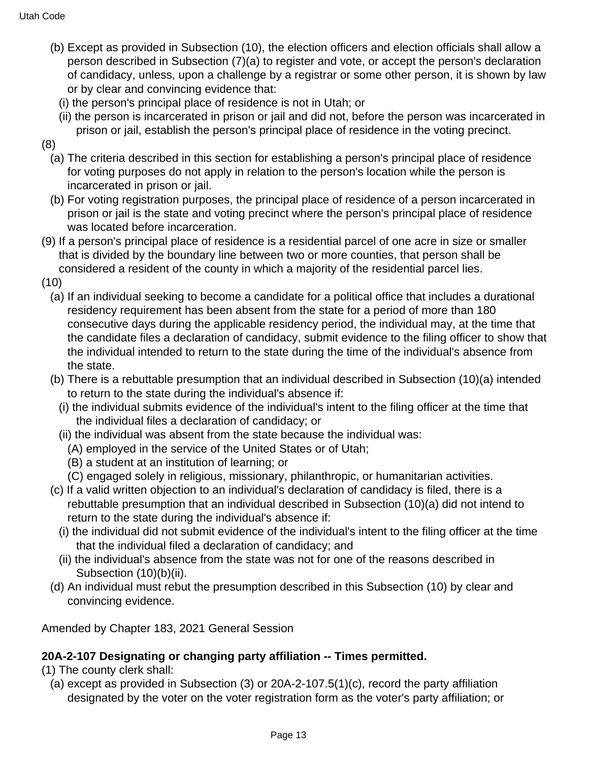(b) Except as provided in Subsection (10), the election officers and election officials shall allow a person described in Subsection (7)(a) to register and vote, or accept the person's declaration of candidacy, unless, upon a challenge by a registrar or some other person, it is shown by law or by clear and convincing evidence that:

(i) the person's principal place of residence is not in Utah; or

(ii) the person is incarcerated in prison or jail and did not, before the person was incarcerated in prison or jail, establish the person's principal place of residence in the voting precinct.

(8)

(a) The criteria described in this section for establishing a person's principal place of residence for voting purposes do not apply in relation to the person's location while the person is incarcerated in prison or jail.

(b) For voting registration purposes, the principal place of residence of a person incarcerated in prison or jail is the state and voting precinct where the person's principal place of residence was located before incarceration.

(9) If a person's principal place of residence is a residential parcel of one acre in size or smaller that is divided by the boundary line between two or more counties, that person shall be considered a resident of the county in which a majority of the residential parcel lies.

(10)

(a) If an individual seeking to become a candidate for a political office that includes a durational residency requirement has been absent from the state for a period of more than 180 consecutive days during the applicable residency period, the individual may, at the time that the candidate files a declaration of candidacy, submit evidence to the filing officer to show that the individual intended to return to the state during the time of the individual's absence from the state.

(b) There is a rebuttable presumption that an individual described in Subsection (10)(a) intended to return to the state during the individual's absence if:

(i) the individual submits evidence of the individual's intent to the filing officer at the time that the individual files a declaration of candidacy; or

(ii) the individual was absent from the state because the individual was:

(A) employed in the service of the United States or of Utah;

(B) a student at an institution of learning; or

(C) engaged solely in religious, missionary, philanthropic, or humanitarian activities.

(c) If a valid written objection to an individual's declaration of candidacy is filed, there is a rebuttable presumption that an individual described in Subsection (10)(a) did not intend to return to the state during the individual's absence if:

(i) the individual did not submit evidence of the individual's intent to the filing officer at the time that the individual filed a declaration of candidacy; and

(ii) the individual's absence from the state was not for one of the reasons described in Subsection (10)(b)(ii).

(d) An individual must rebut the presumption described in this Subsection (10) by clear and convincing evidence.

Amended by Chapter 183, 2021 General Session

**20A-2-107 Designating or changing party affiliation -- Times permitted.**

(1) The county clerk shall:

(a) except as provided in Subsection (3) or 20A-2-107.5(1)(c), record the party affiliation designated by the voter on the voter registration form as the voter's party affiliation; or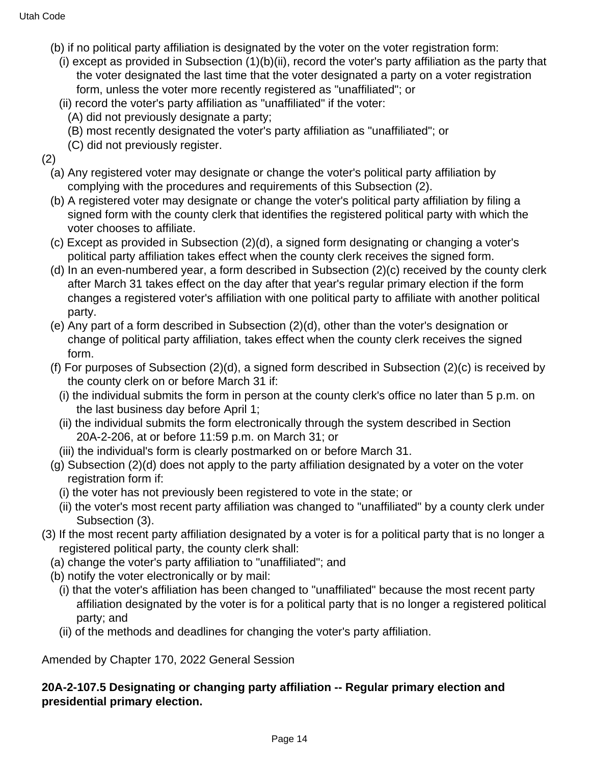(b) if no political party affiliation is designated by the voter on the voter registration form:

(i) except as provided in Subsection (1)(b)(ii), record the voter's party affiliation as the party that the voter designated the last time that the voter designated a party on a voter registration form, unless the voter more recently registered as "unaffiliated"; or

(ii) record the voter's party affiliation as "unaffiliated" if the voter:

(A) did not previously designate a party;

(B) most recently designated the voter's party affiliation as "unaffiliated"; or

(C) did not previously register.

(2)

(a) Any registered voter may designate or change the voter's political party affiliation by complying with the procedures and requirements of this Subsection (2).

(b) A registered voter may designate or change the voter's political party affiliation by filing a signed form with the county clerk that identifies the registered political party with which the voter chooses to affiliate.

(c) Except as provided in Subsection (2)(d), a signed form designating or changing a voter's political party affiliation takes effect when the county clerk receives the signed form.

(d) In an even-numbered year, a form described in Subsection (2)(c) received by the county clerk after March 31 takes effect on the day after that year's regular primary election if the form changes a registered voter's affiliation with one political party to affiliate with another political party.

(e) Any part of a form described in Subsection (2)(d), other than the voter's designation or change of political party affiliation, takes effect when the county clerk receives the signed form.

(f) For purposes of Subsection (2)(d), a signed form described in Subsection (2)(c) is received by the county clerk on or before March 31 if:

(i) the individual submits the form in person at the county clerk's office no later than 5 p.m. on the last business day before April 1;

(ii) the individual submits the form electronically through the system described in Section 20A-2-206, at or before 11:59 p.m. on March 31; or

(iii) the individual's form is clearly postmarked on or before March 31.

(g) Subsection (2)(d) does not apply to the party affiliation designated by a voter on the voter registration form if:

(i) the voter has not previously been registered to vote in the state; or

(ii) the voter's most recent party affiliation was changed to "unaffiliated" by a county clerk under Subsection (3).

(3) If the most recent party affiliation designated by a voter is for a political party that is no longer a registered political party, the county clerk shall:

(a) change the voter's party affiliation to "unaffiliated"; and

(b) notify the voter electronically or by mail:

(i) that the voter's affiliation has been changed to "unaffiliated" because the most recent party affiliation designated by the voter is for a political party that is no longer a registered political party; and

(ii) of the methods and deadlines for changing the voter's party affiliation.

Amended by Chapter 170, 2022 General Session

**20A-2-107.5 Designating or changing party affiliation -- Regular primary election and presidential primary election.**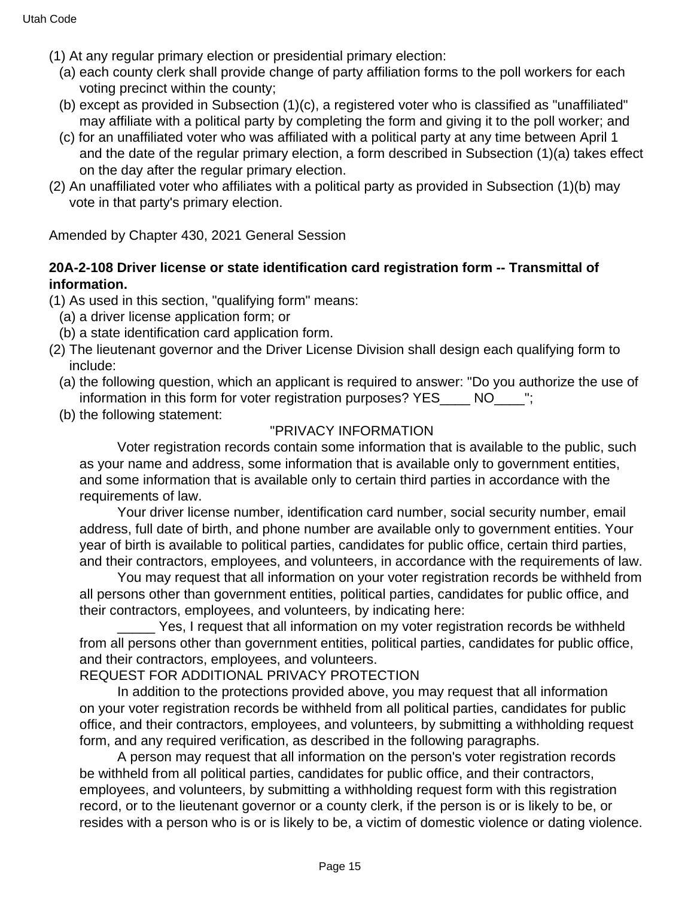(1) At any regular primary election or presidential primary election:

(a) each county clerk shall provide change of party affiliation forms to the poll workers for each voting precinct within the county;

(b) except as provided in Subsection (1)(c), a registered voter who is classified as "unaffiliated" may affiliate with a political party by completing the form and giving it to the poll worker; and

(c) for an unaffiliated voter who was affiliated with a political party at any time between April 1 and the date of the regular primary election, a form described in Subsection (1)(a) takes effect on the day after the regular primary election.

(2) An unaffiliated voter who affiliates with a political party as provided in Subsection (1)(b) may vote in that party's primary election.

Amended by Chapter 430, 2021 General Session

**20A-2-108 Driver license or state identification card registration form -- Transmittal of information.**

(1) As used in this section, "qualifying form" means:

(a) a driver license application form; or

(b) a state identification card application form.

(2) The lieutenant governor and the Driver License Division shall design each qualifying form to include:

(a) the following question, which an applicant is required to answer: "Do you authorize the use of information in this form for voter registration purposes? YES____ NO____";

(b) the following statement:

"PRIVACY INFORMATION

Voter registration records contain some information that is available to the public, such as your name and address, some information that is available only to government entities, and some information that is available only to certain third parties in accordance with the requirements of law.

Your driver license number, identification card number, social security number, email address, full date of birth, and phone number are available only to government entities. Your year of birth is available to political parties, candidates for public office, certain third parties, and their contractors, employees, and volunteers, in accordance with the requirements of law.

You may request that all information on your voter registration records be withheld from all persons other than government entities, political parties, candidates for public office, and their contractors, employees, and volunteers, by indicating here:

_____ Yes, I request that all information on my voter registration records be withheld from all persons other than government entities, political parties, candidates for public office, and their contractors, employees, and volunteers.

REQUEST FOR ADDITIONAL PRIVACY PROTECTION

In addition to the protections provided above, you may request that all information on your voter registration records be withheld from all political parties, candidates for public office, and their contractors, employees, and volunteers, by submitting a withholding request form, and any required verification, as described in the following paragraphs.

A person may request that all information on the person's voter registration records be withheld from all political parties, candidates for public office, and their contractors, employees, and volunteers, by submitting a withholding request form with this registration record, or to the lieutenant governor or a county clerk, if the person is or is likely to be, or resides with a person who is or is likely to be, a victim of domestic violence or dating violence.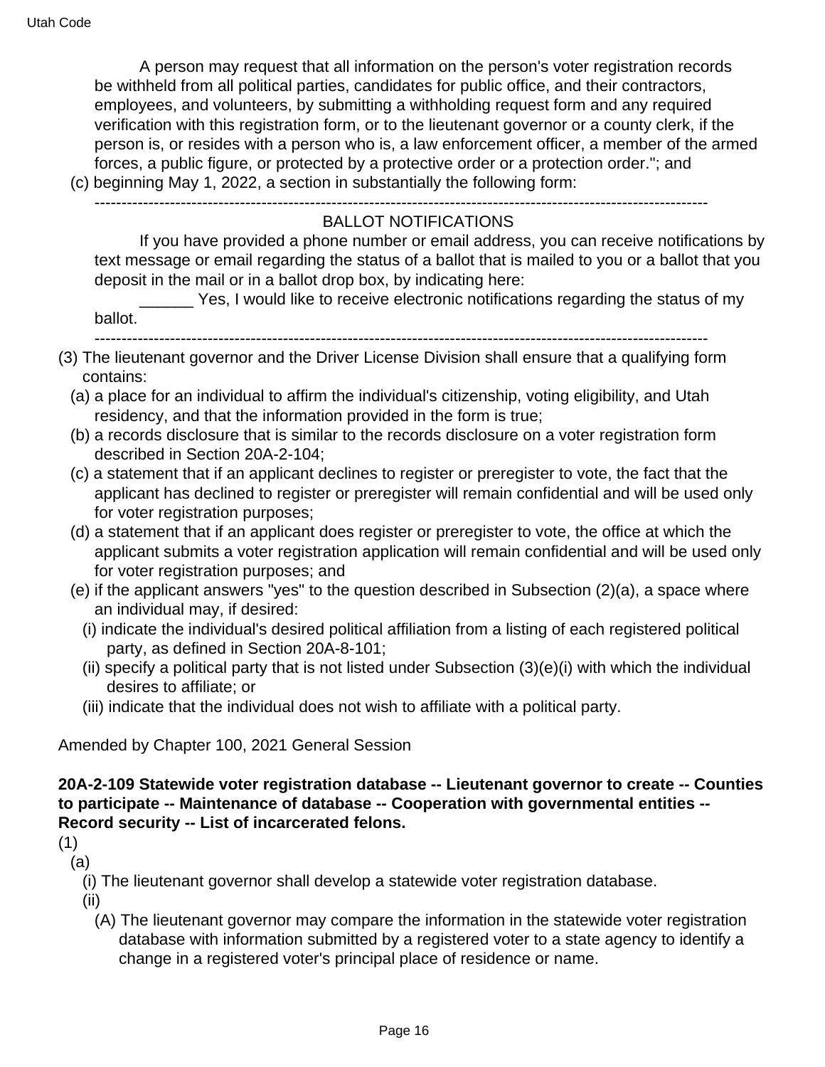A person may request that all information on the person's voter registration records be withheld from all political parties, candidates for public office, and their contractors, employees, and volunteers, by submitting a withholding request form and any required verification with this registration form, or to the lieutenant governor or a county clerk, if the person is, or resides with a person who is, a law enforcement officer, a member of the armed forces, a public figure, or protected by a protective order or a protection order."; and

(c) beginning May 1, 2022, a section in substantially the following form:

----------------------------------------------------------------------------------------------------------------

BALLOT NOTIFICATIONS

If you have provided a phone number or email address, you can receive notifications by text message or email regarding the status of a ballot that is mailed to you or a ballot that you deposit in the mail or in a ballot drop box, by indicating here:

______ Yes, I would like to receive electronic notifications regarding the status of my ballot.

----------------------------------------------------------------------------------------------------------------

(3) The lieutenant governor and the Driver License Division shall ensure that a qualifying form contains:

(a) a place for an individual to affirm the individual's citizenship, voting eligibility, and Utah residency, and that the information provided in the form is true;

(b) a records disclosure that is similar to the records disclosure on a voter registration form described in Section 20A-2-104;

(c) a statement that if an applicant declines to register or preregister to vote, the fact that the applicant has declined to register or preregister will remain confidential and will be used only for voter registration purposes;

(d) a statement that if an applicant does register or preregister to vote, the office at which the applicant submits a voter registration application will remain confidential and will be used only for voter registration purposes; and

(e) if the applicant answers "yes" to the question described in Subsection (2)(a), a space where an individual may, if desired:

(i) indicate the individual's desired political affiliation from a listing of each registered political party, as defined in Section 20A-8-101;

(ii) specify a political party that is not listed under Subsection (3)(e)(i) with which the individual desires to affiliate; or

(iii) indicate that the individual does not wish to affiliate with a political party.

Amended by Chapter 100, 2021 General Session

**20A-2-109 Statewide voter registration database -- Lieutenant governor to create -- Counties to participate -- Maintenance of database -- Cooperation with governmental entities -- Record security -- List of incarcerated felons.**

(1)

(a)

(i) The lieutenant governor shall develop a statewide voter registration database.

(ii)

(A) The lieutenant governor may compare the information in the statewide voter registration database with information submitted by a registered voter to a state agency to identify a change in a registered voter's principal place of residence or name.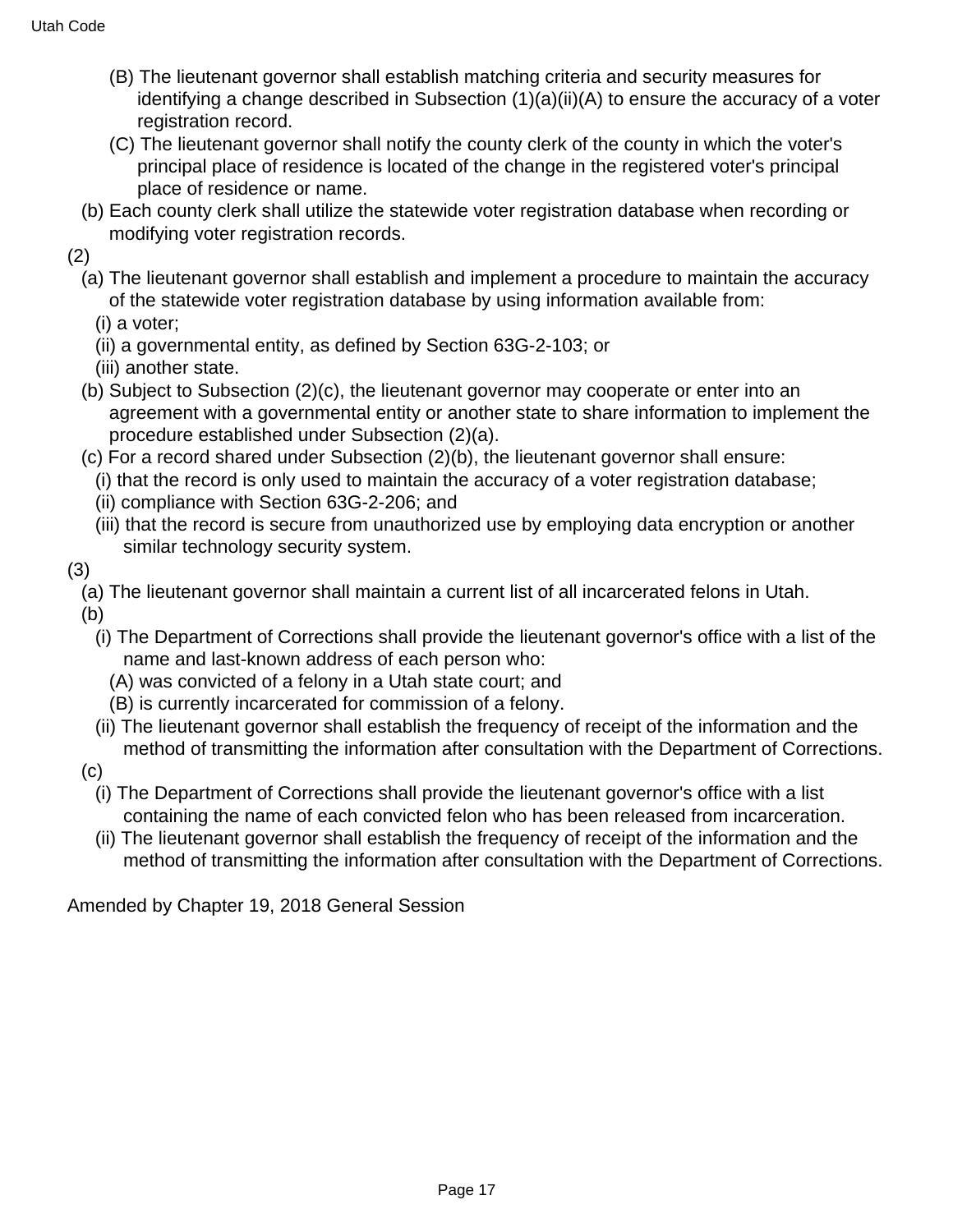(B) The lieutenant governor shall establish matching criteria and security measures for identifying a change described in Subsection (1)(a)(ii)(A) to ensure the accuracy of a voter registration record.

(C) The lieutenant governor shall notify the county clerk of the county in which the voter's principal place of residence is located of the change in the registered voter's principal place of residence or name.

(b) Each county clerk shall utilize the statewide voter registration database when recording or modifying voter registration records.

(2)

(a) The lieutenant governor shall establish and implement a procedure to maintain the accuracy of the statewide voter registration database by using information available from:

(i) a voter;

(ii) a governmental entity, as defined by Section 63G-2-103; or

(iii) another state.

(b) Subject to Subsection (2)(c), the lieutenant governor may cooperate or enter into an agreement with a governmental entity or another state to share information to implement the procedure established under Subsection (2)(a).

(c) For a record shared under Subsection (2)(b), the lieutenant governor shall ensure:

(i) that the record is only used to maintain the accuracy of a voter registration database;

(ii) compliance with Section 63G-2-206; and

(iii) that the record is secure from unauthorized use by employing data encryption or another similar technology security system.

(3)

(a) The lieutenant governor shall maintain a current list of all incarcerated felons in Utah.

(b)

(i) The Department of Corrections shall provide the lieutenant governor's office with a list of the name and last-known address of each person who:

(A) was convicted of a felony in a Utah state court; and

(B) is currently incarcerated for commission of a felony.

(ii) The lieutenant governor shall establish the frequency of receipt of the information and the method of transmitting the information after consultation with the Department of Corrections.

(c)

(i) The Department of Corrections shall provide the lieutenant governor's office with a list containing the name of each convicted felon who has been released from incarceration.

(ii) The lieutenant governor shall establish the frequency of receipt of the information and the method of transmitting the information after consultation with the Department of Corrections.

Amended by Chapter 19, 2018 General Session